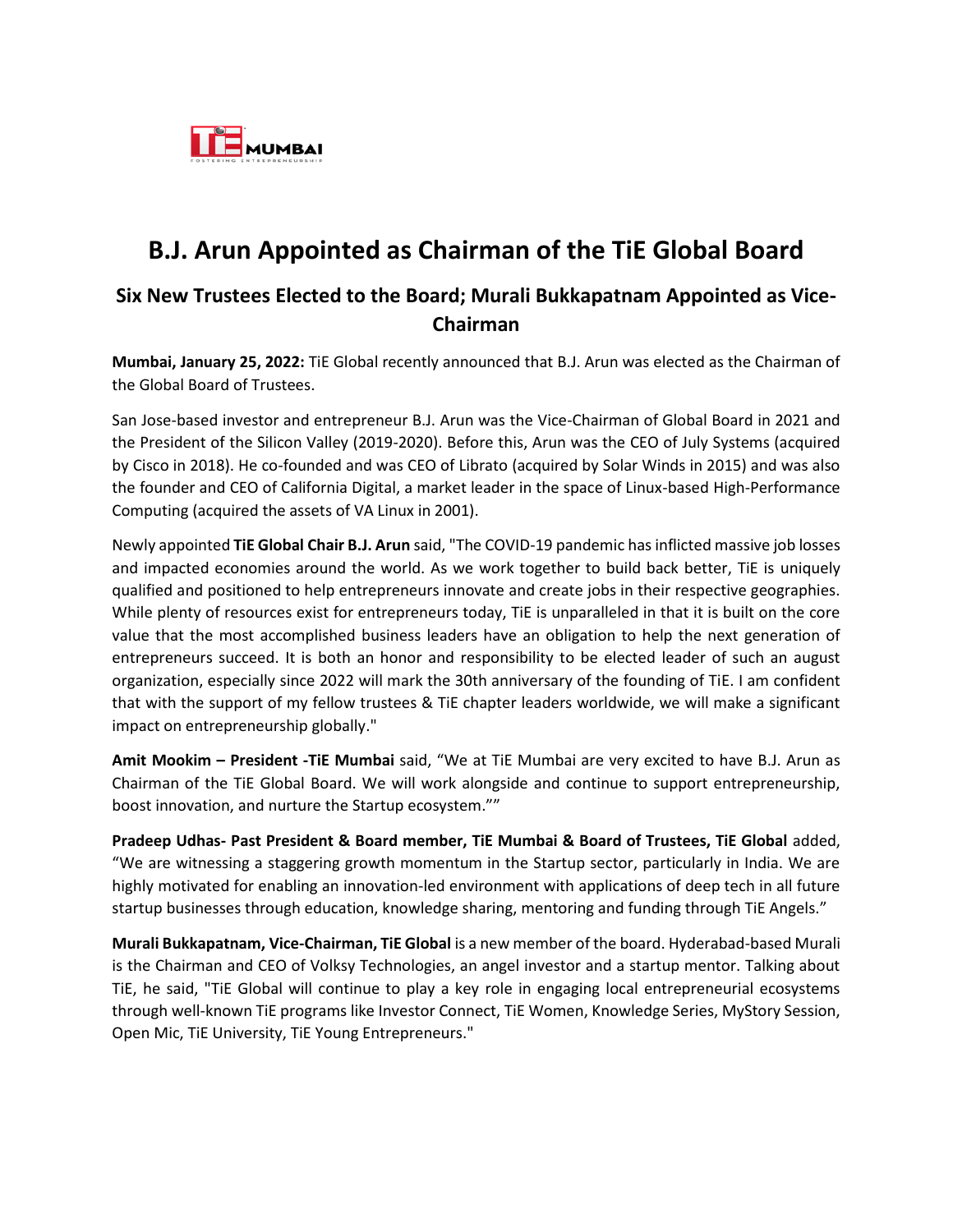# B.J. Arun Appointed as Chairman of the TiE Global Board

## Six New Trustees Elected to the Board; Murali Bukkapatnam Appointed as Vice-Chairman

**Mumbai, January 25, 2022:** TiE Global recently announced that B.J. Arun was elected as the Chairman of the Global Board of Trustees.

San Jose-based investor and entrepreneur B.J. Arun was the Vice-Chairman of Global Board in 2021 and the President of the Silicon Valley (2019-2020). Before this, Arun was the CEO of July Systems (acquired by Cisco in 2018). He co-founded and was CEO of Librato (acquired by Solar Winds in 2015) and was also the founder and CEO of California Digital, a market leader in the space of Linux-based High-Performance Computing (acquired the assets of VA Linux in 2001).

Newly appointed **TiE Global Chair B.J. Arun** said, "The COVID-19 pandemic has inflicted massive job losses and impacted economies around the world. As we work together to build back better, TiE is uniquely qualified and positioned to help entrepreneurs innovate and create jobs in their respective geographies. While plenty of resources exist for entrepreneurs today, TiE is unparalleled in that it is built on the core value that the most accomplished business leaders have an obligation to help the next generation of entrepreneurs succeed. It is both an honor and responsibility to be elected leader of such an august organization, especially since 2022 will mark the 30th anniversary of the founding of TiE. I am confident that with the support of my fellow trustees & TiE chapter leaders worldwide, we will make a significant impact on entrepreneurship globally."

**Amit Mookim – President -TiE Mumbai** said, "We at TiE Mumbai are very excited to have B.J. Arun as Chairman of the TiE Global Board. We will work alongside and continue to support entrepreneurship, boost innovation, and nurture the Startup ecosystem.""

**Pradeep Udhas- Past President & Board member, TiE Mumbai & Board of Trustees, TiE Global** added, "We are witnessing a staggering growth momentum in the Startup sector, particularly in India. We are highly motivated for enabling an innovation-led environment with applications of deep tech in all future startup businesses through education, knowledge sharing, mentoring and funding through TiE Angels."

**Murali Bukkapatnam, Vice-Chairman, TiE Global** is a new member of the board. Hyderabad-based Murali is the Chairman and CEO of Volksy Technologies, an angel investor and a startup mentor. Talking about TiE, he said, "TiE Global will continue to play a key role in engaging local entrepreneurial ecosystems through well-known TiE programs like Investor Connect, TiE Women, Knowledge Series, MyStory Session, Open Mic, TiE University, TiE Young Entrepreneurs."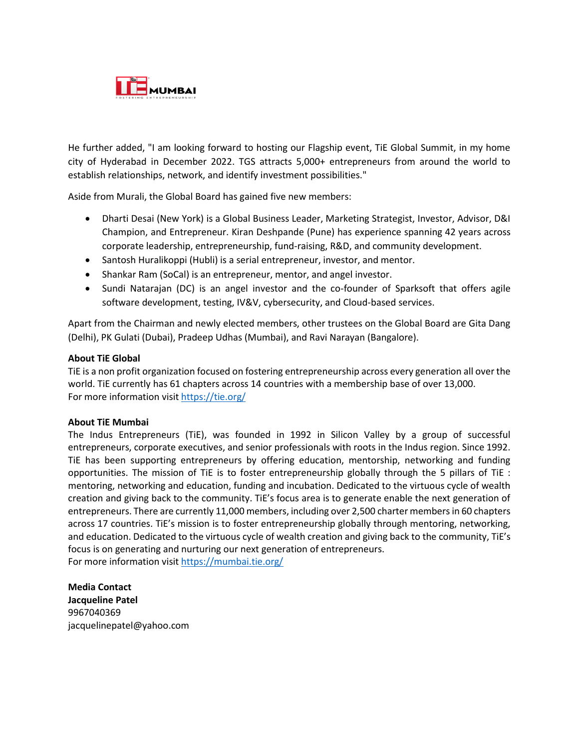He further added, "I am looking forward to hosting our Flagship event, TiE Global Summit, in my home city of Hyderabad in December 2022. TGS attracts 5,000+ entrepreneurs from around the world to establish relationships, network, and identify investment possibilities."

Aside from Murali, the Global Board has gained five new members:

- Dharti Desai (New York) is a Global Business Leader, Marketing Strategist, Investor, Advisor, D&I Champion, and Entrepreneur. Kiran Deshpande (Pune) has experience spanning 42 years across corporate leadership, entrepreneurship, fund-raising, R&D, and community development.
- Santosh Huralikoppi (Hubli) is a serial entrepreneur, investor, and mentor.
- Shankar Ram (SoCal) is an entrepreneur, mentor, and angel investor.
- Sundi Natarajan (DC) is an angel investor and the co-founder of Sparksoft that offers agile software development, testing, IV&V, cybersecurity, and Cloud-based services.

Apart from the Chairman and newly elected members, other trustees on the Global Board are Gita Dang (Delhi), PK Gulati (Dubai), Pradeep Udhas (Mumbai), and Ravi Narayan (Bangalore).

**About TiE Global**
TiE is a non profit organization focused on fostering entrepreneurship across every generation all over the world. TiE currently has 61 chapters across 14 countries with a membership base of over 13,000.
For more information visit https://tie.org/

**About TiE Mumbai**
The Indus Entrepreneurs (TiE), was founded in 1992 in Silicon Valley by a group of successful entrepreneurs, corporate executives, and senior professionals with roots in the Indus region. Since 1992. TiE has been supporting entrepreneurs by offering education, mentorship, networking and funding opportunities. The mission of TiE is to foster entrepreneurship globally through the 5 pillars of TiE : mentoring, networking and education, funding and incubation. Dedicated to the virtuous cycle of wealth creation and giving back to the community. TiE's focus area is to generate enable the next generation of entrepreneurs. There are currently 11,000 members, including over 2,500 charter members in 60 chapters across 17 countries. TiE's mission is to foster entrepreneurship globally through mentoring, networking, and education. Dedicated to the virtuous cycle of wealth creation and giving back to the community, TiE's focus is on generating and nurturing our next generation of entrepreneurs.
For more information visit https://mumbai.tie.org/

**Media Contact**
**Jacqueline Patel**
9967040369
jacquelinepatel@yahoo.com